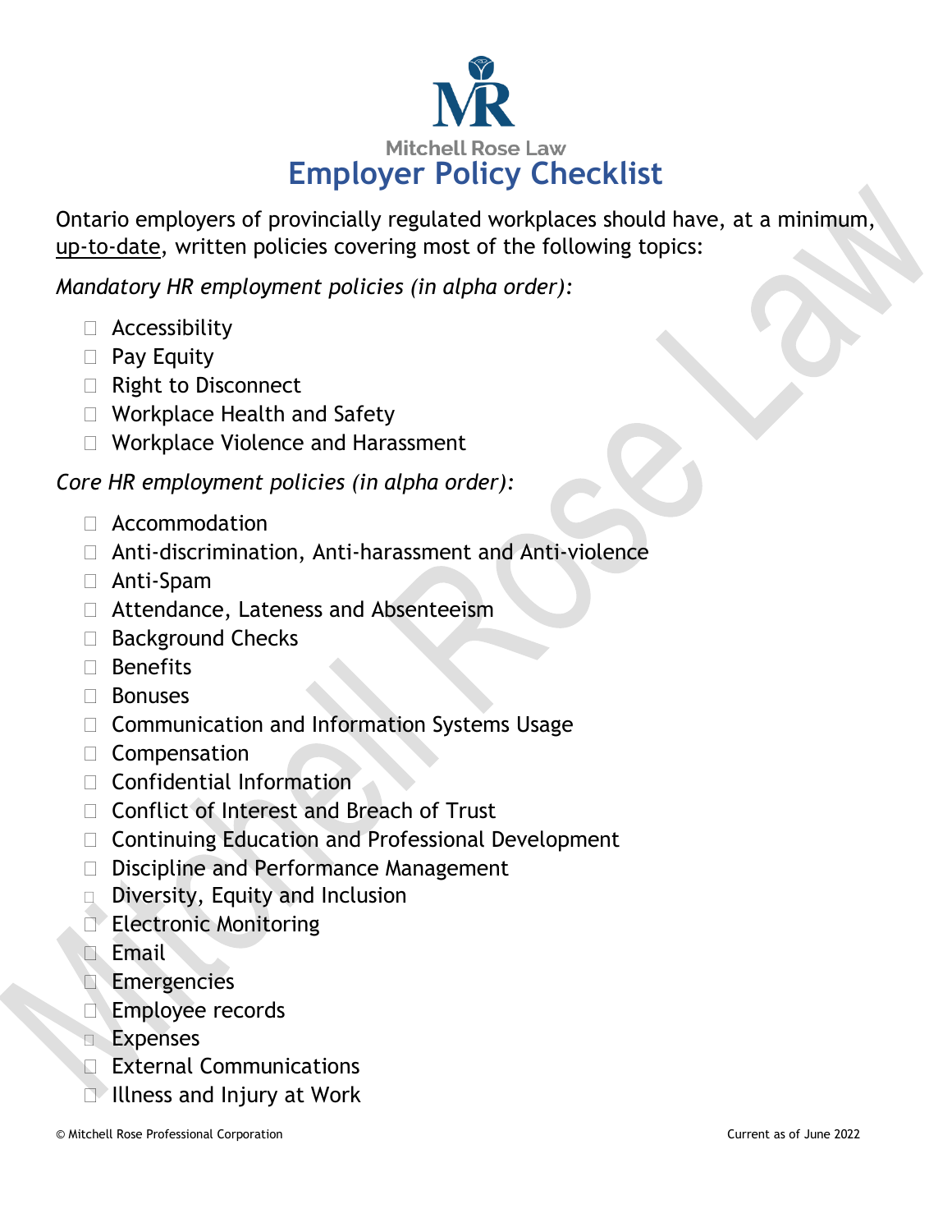Mitchell Rose Law

# Employer Policy Checklist

Ontario employers of provincially regulated workplaces should have, at a minimum, up-to-date, written policies covering most of the following topics:

*Mandatory HR employment policies (in alpha order):*

- ☐ Accessibility
- ☐ Pay Equity
- ☐ Right to Disconnect
- ☐ Workplace Health and Safety
- ☐ Workplace Violence and Harassment

*Core HR employment policies (in alpha order):*

- ☐ Accommodation
- ☐ Anti-discrimination, Anti-harassment and Anti-violence
- ☐ Anti-Spam
- ☐ Attendance, Lateness and Absenteeism
- ☐ Background Checks
- ☐ Benefits
- ☐ Bonuses
- ☐ Communication and Information Systems Usage
- ☐ Compensation
- ☐ Confidential Information
- ☐ Conflict of Interest and Breach of Trust
- ☐ Continuing Education and Professional Development
- ☐ Discipline and Performance Management
- ☐ Diversity, Equity and Inclusion
- ☐ Electronic Monitoring
- ☐ Email
- ☐ Emergencies
- ☐ Employee records
- ☐ Expenses
- ☐ External Communications
- ☐ Illness and Injury at Work

© Mitchell Rose Professional Corporation Current as of June 2022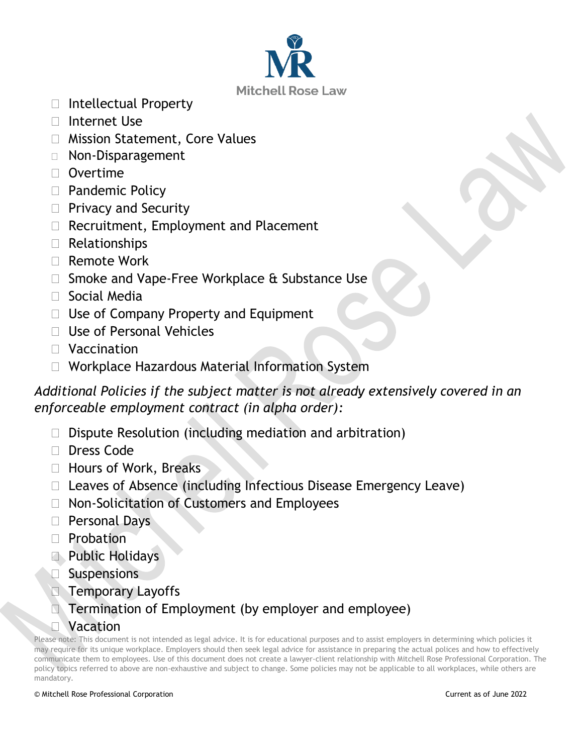- ☐ Intellectual Property
- ☐ Internet Use
- ☐ Mission Statement, Core Values
- ☐ Non-Disparagement
- ☐ Overtime
- ☐ Pandemic Policy
- ☐ Privacy and Security
- ☐ Recruitment, Employment and Placement
- ☐ Relationships
- ☐ Remote Work
- ☐ Smoke and Vape-Free Workplace & Substance Use
- ☐ Social Media
- ☐ Use of Company Property and Equipment
- ☐ Use of Personal Vehicles
- ☐ Vaccination
- ☐ Workplace Hazardous Material Information System

*Additional Policies if the subject matter is not already extensively covered in an enforceable employment contract (in alpha order):*

- ☐ Dispute Resolution (including mediation and arbitration)
- ☐ Dress Code
- ☐ Hours of Work, Breaks
- ☐ Leaves of Absence (including Infectious Disease Emergency Leave)
- ☐ Non-Solicitation of Customers and Employees
- ☐ Personal Days
- ☐ Probation
- ☐ Public Holidays
- ☐ Suspensions
- ☐ Temporary Layoffs
- ☐ Termination of Employment (by employer and employee)
- ☐ Vacation

Please note: This document is not intended as legal advice. It is for educational purposes and to assist employers in determining which policies it may require for its unique workplace. Employers should then seek legal advice for assistance in preparing the actual polices and how to effectively communicate them to employees. Use of this document does not create a lawyer-client relationship with Mitchell Rose Professional Corporation. The policy topics referred to above are non-exhaustive and subject to change. Some policies may not be applicable to all workplaces, while others are mandatory.

© Mitchell Rose Professional Corporation

Current as of June 2022